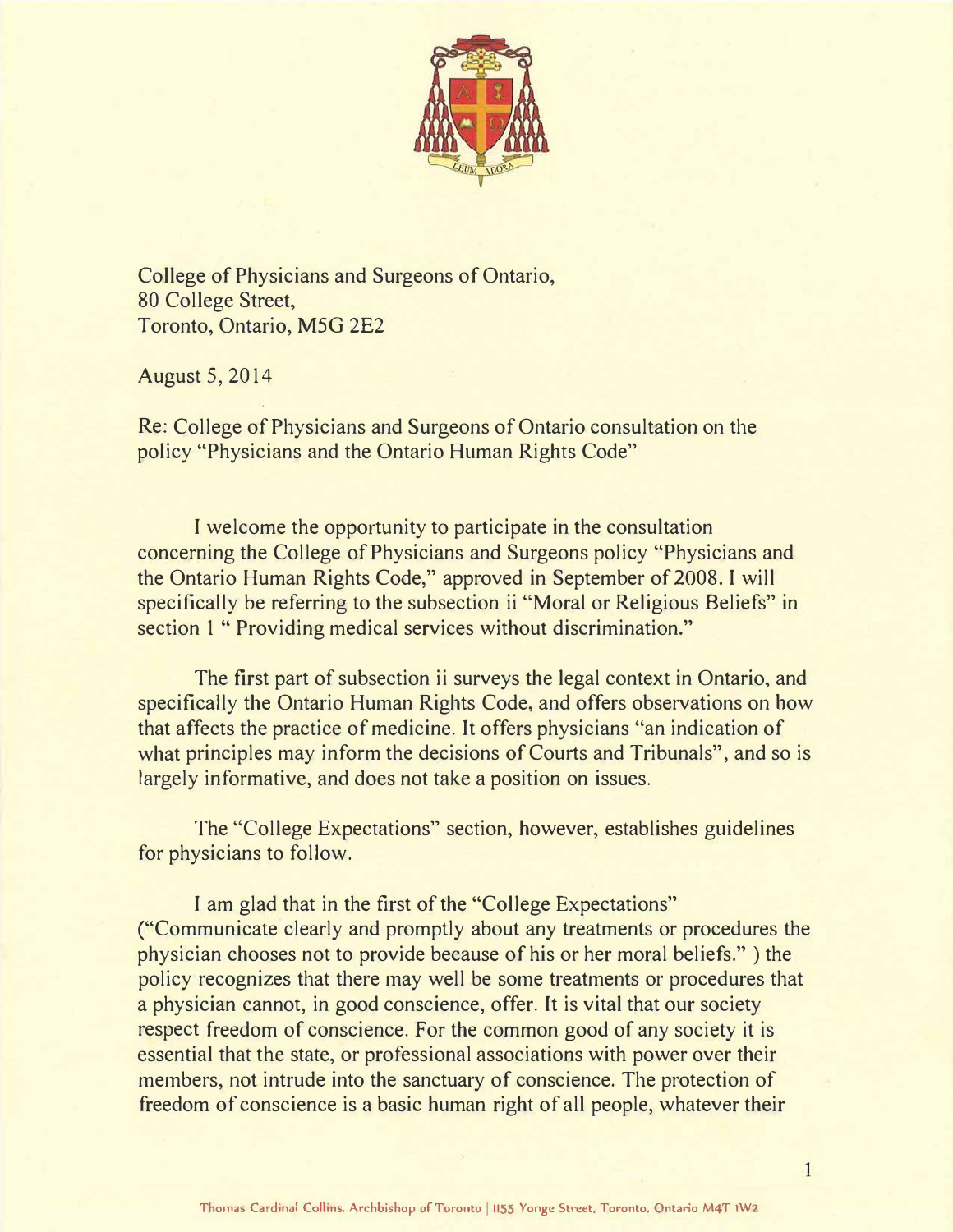College of Physicians and Surgeons of Ontario,
80 College Street,
Toronto, Ontario, M5G 2E2

August 5, 2014

Re: College of Physicians and Surgeons of Ontario consultation on the policy "Physicians and the Ontario Human Rights Code"

I welcome the opportunity to participate in the consultation concerning the College of Physicians and Surgeons policy "Physicians and the Ontario Human Rights Code," approved in September of 2008. I will specifically be referring to the subsection ii "Moral or Religious Beliefs" in section 1 " Providing medical services without discrimination."

The first part of subsection ii surveys the legal context in Ontario, and specifically the Ontario Human Rights Code, and offers observations on how that affects the practice of medicine. It offers physicians "an indication of what principles may inform the decisions of Courts and Tribunals", and so is largely informative, and does not take a position on issues.

The "College Expectations" section, however, establishes guidelines for physicians to follow.

I am glad that in the first of the "College Expectations" ("Communicate clearly and promptly about any treatments or procedures the physician chooses not to provide because of his or her moral beliefs." ) the policy recognizes that there may well be some treatments or procedures that a physician cannot, in good conscience, offer. It is vital that our society respect freedom of conscience. For the common good of any society it is essential that the state, or professional associations with power over their members, not intrude into the sanctuary of conscience. The protection of freedom of conscience is a basic human right of all people, whatever their

Thomas Cardinal Collins, Archbishop of Toronto | 1155 Yonge Street, Toronto, Ontario M4T 1W2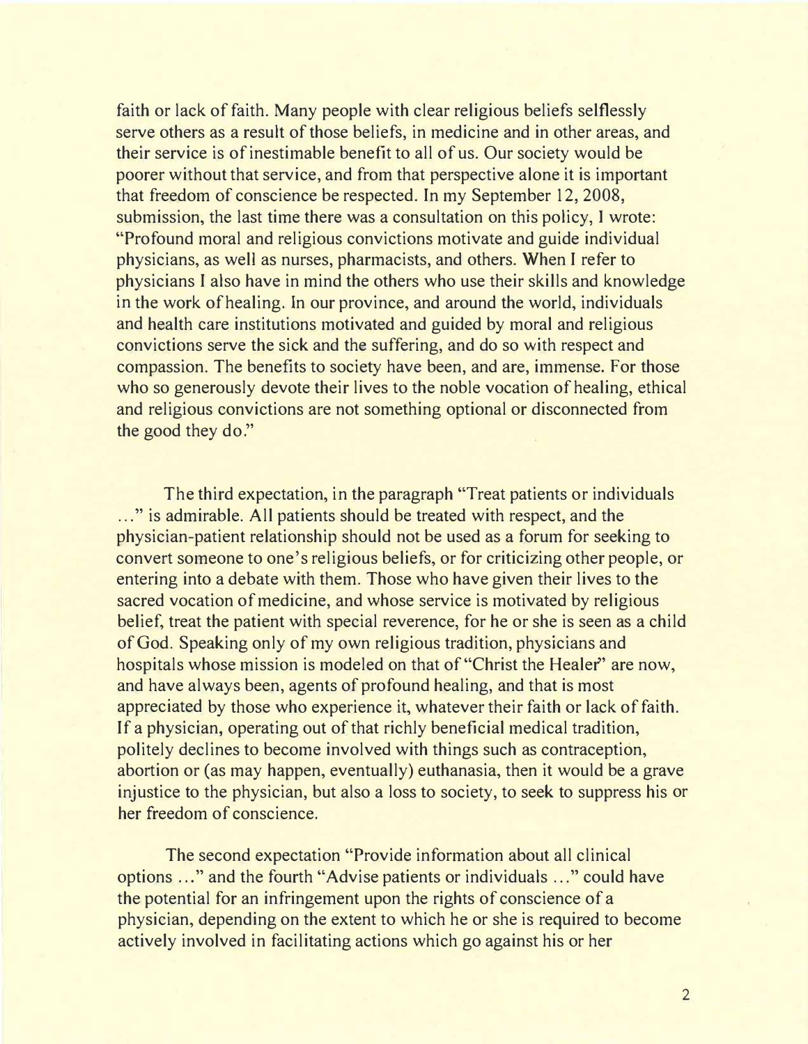faith or lack of faith. Many people with clear religious beliefs selflessly serve others as a result of those beliefs, in medicine and in other areas, and their service is of inestimable benefit to all of us. Our society would be poorer without that service, and from that perspective alone it is important that freedom of conscience be respected. In my September 12, 2008, submission, the last time there was a consultation on this policy, I wrote: "Profound moral and religious convictions motivate and guide individual physicians, as well as nurses, pharmacists, and others. When I refer to physicians I also have in mind the others who use their skills and knowledge in the work of healing. In our province, and around the world, individuals and health care institutions motivated and guided by moral and religious convictions serve the sick and the suffering, and do so with respect and compassion. The benefits to society have been, and are, immense. For those who so generously devote their lives to the noble vocation of healing, ethical and religious convictions are not something optional or disconnected from the good they do."

The third expectation, in the paragraph "Treat patients or individuals ..." is admirable. All patients should be treated with respect, and the physician-patient relationship should not be used as a forum for seeking to convert someone to one's religious beliefs, or for criticizing other people, or entering into a debate with them. Those who have given their lives to the sacred vocation of medicine, and whose service is motivated by religious belief, treat the patient with special reverence, for he or she is seen as a child of God. Speaking only of my own religious tradition, physicians and hospitals whose mission is modeled on that of "Christ the Healer" are now, and have always been, agents of profound healing, and that is most appreciated by those who experience it, whatever their faith or lack of faith. If a physician, operating out of that richly beneficial medical tradition, politely declines to become involved with things such as contraception, abortion or (as may happen, eventually) euthanasia, then it would be a grave injustice to the physician, but also a loss to society, to seek to suppress his or her freedom of conscience.

The second expectation "Provide information about all clinical options ..." and the fourth "Advise patients or individuals ..." could have the potential for an infringement upon the rights of conscience of a physician, depending on the extent to which he or she is required to become actively involved in facilitating actions which go against his or her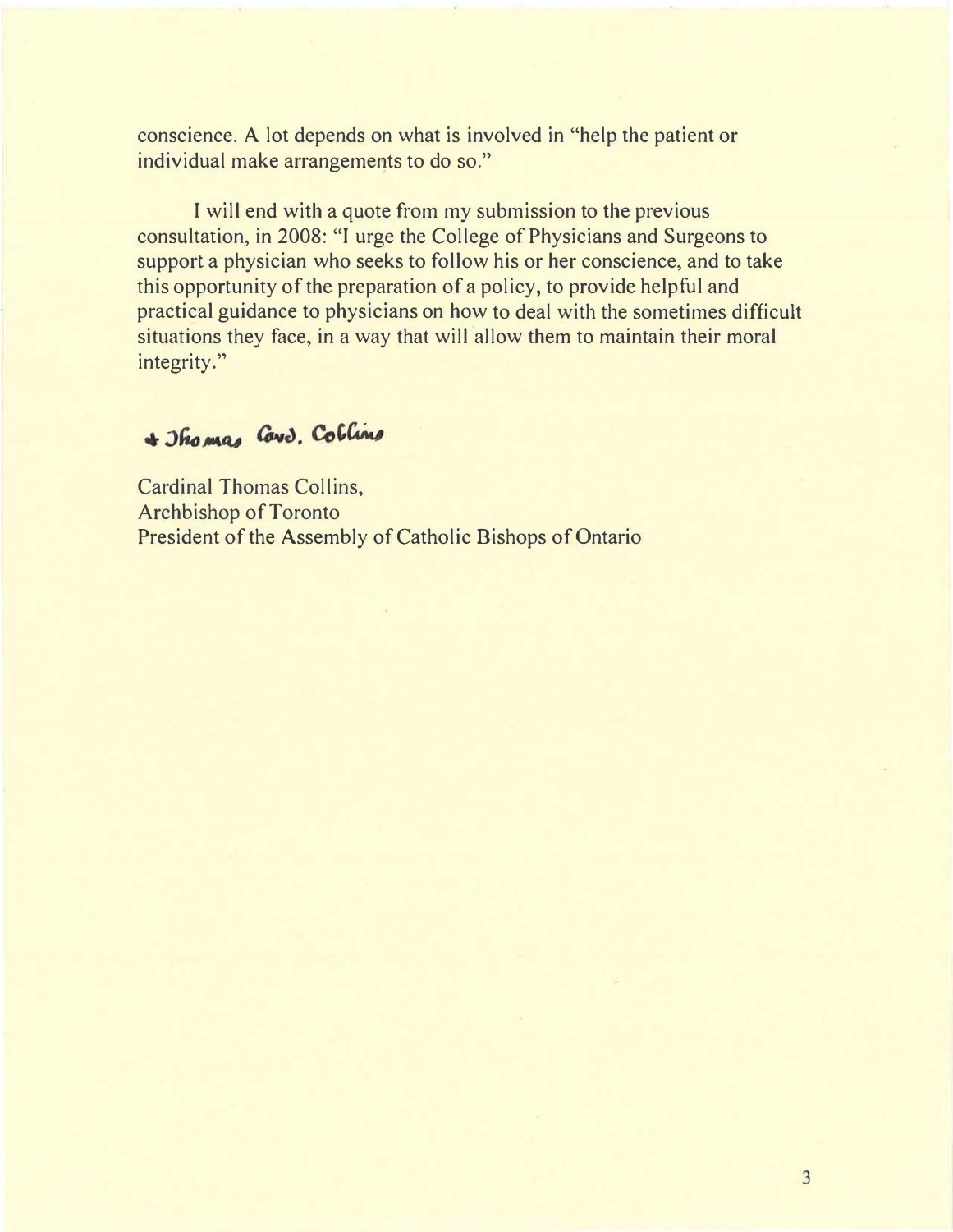conscience. A lot depends on what is involved in "help the patient or individual make arrangements to do so."

I will end with a quote from my submission to the previous consultation, in 2008: "I urge the College of Physicians and Surgeons to support a physician who seeks to follow his or her conscience, and to take this opportunity of the preparation of a policy, to provide helpful and practical guidance to physicians on how to deal with the sometimes difficult situations they face, in a way that will allow them to maintain their moral integrity."

+ Thomas Card. Collins

Cardinal Thomas Collins,
Archbishop of Toronto
President of the Assembly of Catholic Bishops of Ontario